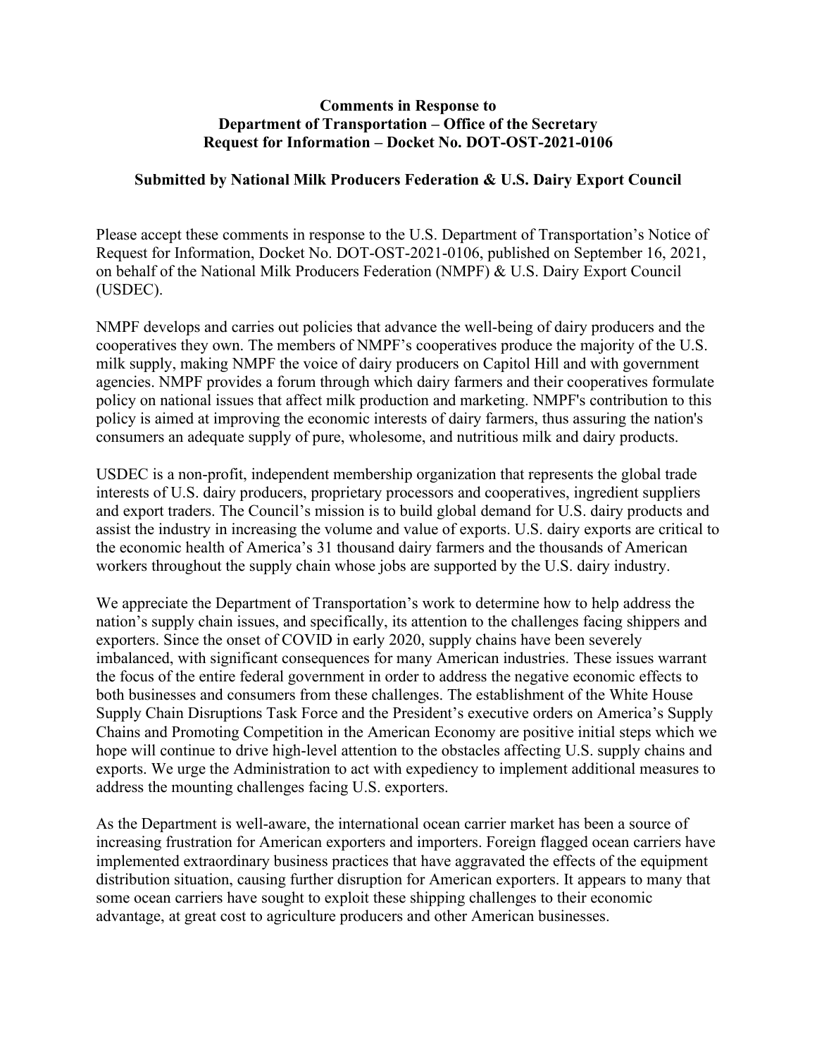**Comments in Response to**
**Department of Transportation – Office of the Secretary**
**Request for Information – Docket No. DOT-OST-2021-0106**

**Submitted by National Milk Producers Federation & U.S. Dairy Export Council**

Please accept these comments in response to the U.S. Department of Transportation's Notice of Request for Information, Docket No. DOT-OST-2021-0106, published on September 16, 2021, on behalf of the National Milk Producers Federation (NMPF) & U.S. Dairy Export Council (USDEC).

NMPF develops and carries out policies that advance the well-being of dairy producers and the cooperatives they own. The members of NMPF's cooperatives produce the majority of the U.S. milk supply, making NMPF the voice of dairy producers on Capitol Hill and with government agencies. NMPF provides a forum through which dairy farmers and their cooperatives formulate policy on national issues that affect milk production and marketing. NMPF's contribution to this policy is aimed at improving the economic interests of dairy farmers, thus assuring the nation's consumers an adequate supply of pure, wholesome, and nutritious milk and dairy products.

USDEC is a non-profit, independent membership organization that represents the global trade interests of U.S. dairy producers, proprietary processors and cooperatives, ingredient suppliers and export traders. The Council's mission is to build global demand for U.S. dairy products and assist the industry in increasing the volume and value of exports. U.S. dairy exports are critical to the economic health of America's 31 thousand dairy farmers and the thousands of American workers throughout the supply chain whose jobs are supported by the U.S. dairy industry.

We appreciate the Department of Transportation's work to determine how to help address the nation's supply chain issues, and specifically, its attention to the challenges facing shippers and exporters. Since the onset of COVID in early 2020, supply chains have been severely imbalanced, with significant consequences for many American industries. These issues warrant the focus of the entire federal government in order to address the negative economic effects to both businesses and consumers from these challenges. The establishment of the White House Supply Chain Disruptions Task Force and the President's executive orders on America's Supply Chains and Promoting Competition in the American Economy are positive initial steps which we hope will continue to drive high-level attention to the obstacles affecting U.S. supply chains and exports. We urge the Administration to act with expediency to implement additional measures to address the mounting challenges facing U.S. exporters.

As the Department is well-aware, the international ocean carrier market has been a source of increasing frustration for American exporters and importers. Foreign flagged ocean carriers have implemented extraordinary business practices that have aggravated the effects of the equipment distribution situation, causing further disruption for American exporters. It appears to many that some ocean carriers have sought to exploit these shipping challenges to their economic advantage, at great cost to agriculture producers and other American businesses.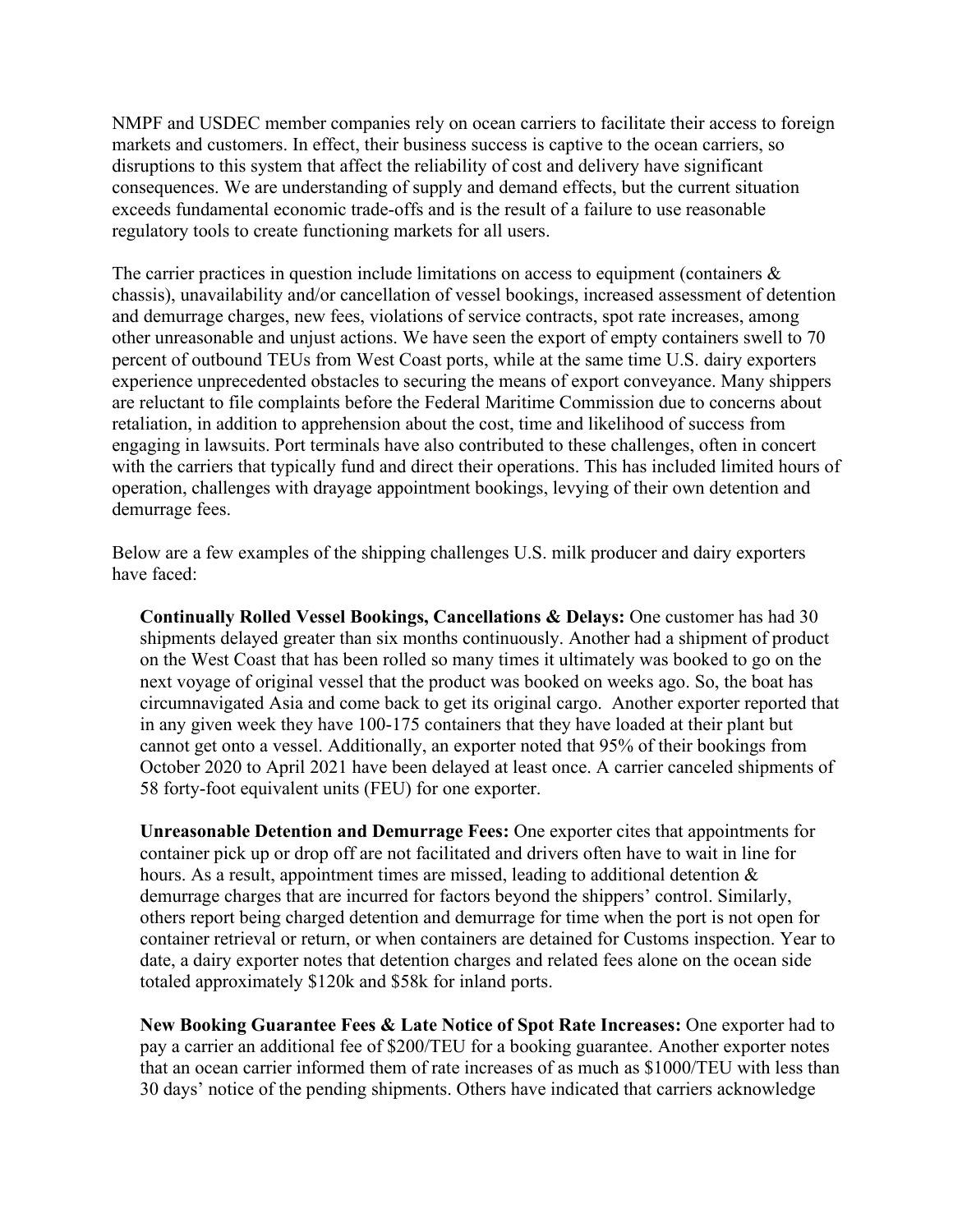NMPF and USDEC member companies rely on ocean carriers to facilitate their access to foreign markets and customers. In effect, their business success is captive to the ocean carriers, so disruptions to this system that affect the reliability of cost and delivery have significant consequences. We are understanding of supply and demand effects, but the current situation exceeds fundamental economic trade-offs and is the result of a failure to use reasonable regulatory tools to create functioning markets for all users.

The carrier practices in question include limitations on access to equipment (containers & chassis), unavailability and/or cancellation of vessel bookings, increased assessment of detention and demurrage charges, new fees, violations of service contracts, spot rate increases, among other unreasonable and unjust actions. We have seen the export of empty containers swell to 70 percent of outbound TEUs from West Coast ports, while at the same time U.S. dairy exporters experience unprecedented obstacles to securing the means of export conveyance. Many shippers are reluctant to file complaints before the Federal Maritime Commission due to concerns about retaliation, in addition to apprehension about the cost, time and likelihood of success from engaging in lawsuits. Port terminals have also contributed to these challenges, often in concert with the carriers that typically fund and direct their operations. This has included limited hours of operation, challenges with drayage appointment bookings, levying of their own detention and demurrage fees.

Below are a few examples of the shipping challenges U.S. milk producer and dairy exporters have faced:

> **Continually Rolled Vessel Bookings, Cancellations & Delays:** One customer has had 30 shipments delayed greater than six months continuously. Another had a shipment of product on the West Coast that has been rolled so many times it ultimately was booked to go on the next voyage of original vessel that the product was booked on weeks ago. So, the boat has circumnavigated Asia and come back to get its original cargo. Another exporter reported that in any given week they have 100-175 containers that they have loaded at their plant but cannot get onto a vessel. Additionally, an exporter noted that 95% of their bookings from October 2020 to April 2021 have been delayed at least once. A carrier canceled shipments of 58 forty-foot equivalent units (FEU) for one exporter.
>
> **Unreasonable Detention and Demurrage Fees:** One exporter cites that appointments for container pick up or drop off are not facilitated and drivers often have to wait in line for hours. As a result, appointment times are missed, leading to additional detention & demurrage charges that are incurred for factors beyond the shippers' control. Similarly, others report being charged detention and demurrage for time when the port is not open for container retrieval or return, or when containers are detained for Customs inspection. Year to date, a dairy exporter notes that detention charges and related fees alone on the ocean side totaled approximately $120k and $58k for inland ports.
>
> **New Booking Guarantee Fees & Late Notice of Spot Rate Increases:** One exporter had to pay a carrier an additional fee of $200/TEU for a booking guarantee. Another exporter notes that an ocean carrier informed them of rate increases of as much as $1000/TEU with less than 30 days' notice of the pending shipments. Others have indicated that carriers acknowledge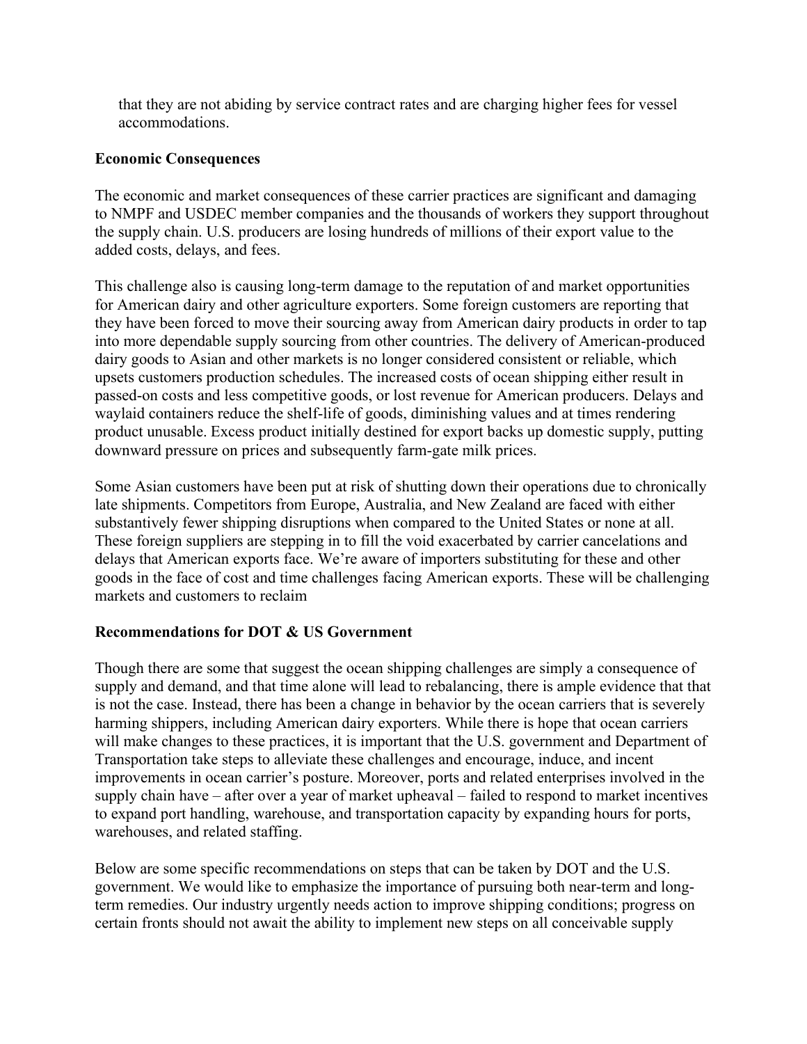that they are not abiding by service contract rates and are charging higher fees for vessel accommodations.

**Economic Consequences**

The economic and market consequences of these carrier practices are significant and damaging to NMPF and USDEC member companies and the thousands of workers they support throughout the supply chain. U.S. producers are losing hundreds of millions of their export value to the added costs, delays, and fees.

This challenge also is causing long-term damage to the reputation of and market opportunities for American dairy and other agriculture exporters. Some foreign customers are reporting that they have been forced to move their sourcing away from American dairy products in order to tap into more dependable supply sourcing from other countries. The delivery of American-produced dairy goods to Asian and other markets is no longer considered consistent or reliable, which upsets customers production schedules. The increased costs of ocean shipping either result in passed-on costs and less competitive goods, or lost revenue for American producers. Delays and waylaid containers reduce the shelf-life of goods, diminishing values and at times rendering product unusable. Excess product initially destined for export backs up domestic supply, putting downward pressure on prices and subsequently farm-gate milk prices.

Some Asian customers have been put at risk of shutting down their operations due to chronically late shipments. Competitors from Europe, Australia, and New Zealand are faced with either substantively fewer shipping disruptions when compared to the United States or none at all. These foreign suppliers are stepping in to fill the void exacerbated by carrier cancelations and delays that American exports face. We're aware of importers substituting for these and other goods in the face of cost and time challenges facing American exports. These will be challenging markets and customers to reclaim

**Recommendations for DOT & US Government**

Though there are some that suggest the ocean shipping challenges are simply a consequence of supply and demand, and that time alone will lead to rebalancing, there is ample evidence that that is not the case. Instead, there has been a change in behavior by the ocean carriers that is severely harming shippers, including American dairy exporters. While there is hope that ocean carriers will make changes to these practices, it is important that the U.S. government and Department of Transportation take steps to alleviate these challenges and encourage, induce, and incent improvements in ocean carrier's posture. Moreover, ports and related enterprises involved in the supply chain have – after over a year of market upheaval – failed to respond to market incentives to expand port handling, warehouse, and transportation capacity by expanding hours for ports, warehouses, and related staffing.

Below are some specific recommendations on steps that can be taken by DOT and the U.S. government. We would like to emphasize the importance of pursuing both near-term and long-term remedies. Our industry urgently needs action to improve shipping conditions; progress on certain fronts should not await the ability to implement new steps on all conceivable supply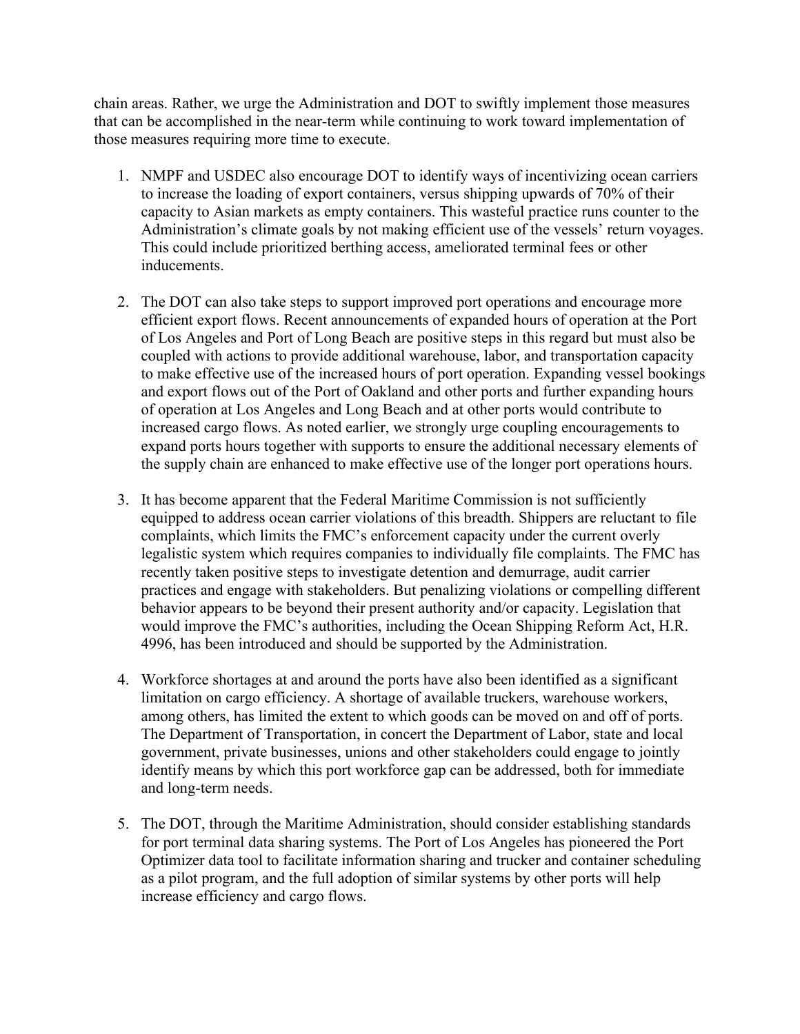chain areas. Rather, we urge the Administration and DOT to swiftly implement those measures that can be accomplished in the near-term while continuing to work toward implementation of those measures requiring more time to execute.

1. NMPF and USDEC also encourage DOT to identify ways of incentivizing ocean carriers to increase the loading of export containers, versus shipping upwards of 70% of their capacity to Asian markets as empty containers. This wasteful practice runs counter to the Administration's climate goals by not making efficient use of the vessels' return voyages. This could include prioritized berthing access, ameliorated terminal fees or other inducements.

2. The DOT can also take steps to support improved port operations and encourage more efficient export flows. Recent announcements of expanded hours of operation at the Port of Los Angeles and Port of Long Beach are positive steps in this regard but must also be coupled with actions to provide additional warehouse, labor, and transportation capacity to make effective use of the increased hours of port operation. Expanding vessel bookings and export flows out of the Port of Oakland and other ports and further expanding hours of operation at Los Angeles and Long Beach and at other ports would contribute to increased cargo flows. As noted earlier, we strongly urge coupling encouragements to expand ports hours together with supports to ensure the additional necessary elements of the supply chain are enhanced to make effective use of the longer port operations hours.

3. It has become apparent that the Federal Maritime Commission is not sufficiently equipped to address ocean carrier violations of this breadth. Shippers are reluctant to file complaints, which limits the FMC's enforcement capacity under the current overly legalistic system which requires companies to individually file complaints. The FMC has recently taken positive steps to investigate detention and demurrage, audit carrier practices and engage with stakeholders. But penalizing violations or compelling different behavior appears to be beyond their present authority and/or capacity. Legislation that would improve the FMC's authorities, including the Ocean Shipping Reform Act, H.R. 4996, has been introduced and should be supported by the Administration.

4. Workforce shortages at and around the ports have also been identified as a significant limitation on cargo efficiency. A shortage of available truckers, warehouse workers, among others, has limited the extent to which goods can be moved on and off of ports. The Department of Transportation, in concert the Department of Labor, state and local government, private businesses, unions and other stakeholders could engage to jointly identify means by which this port workforce gap can be addressed, both for immediate and long-term needs.

5. The DOT, through the Maritime Administration, should consider establishing standards for port terminal data sharing systems. The Port of Los Angeles has pioneered the Port Optimizer data tool to facilitate information sharing and trucker and container scheduling as a pilot program, and the full adoption of similar systems by other ports will help increase efficiency and cargo flows.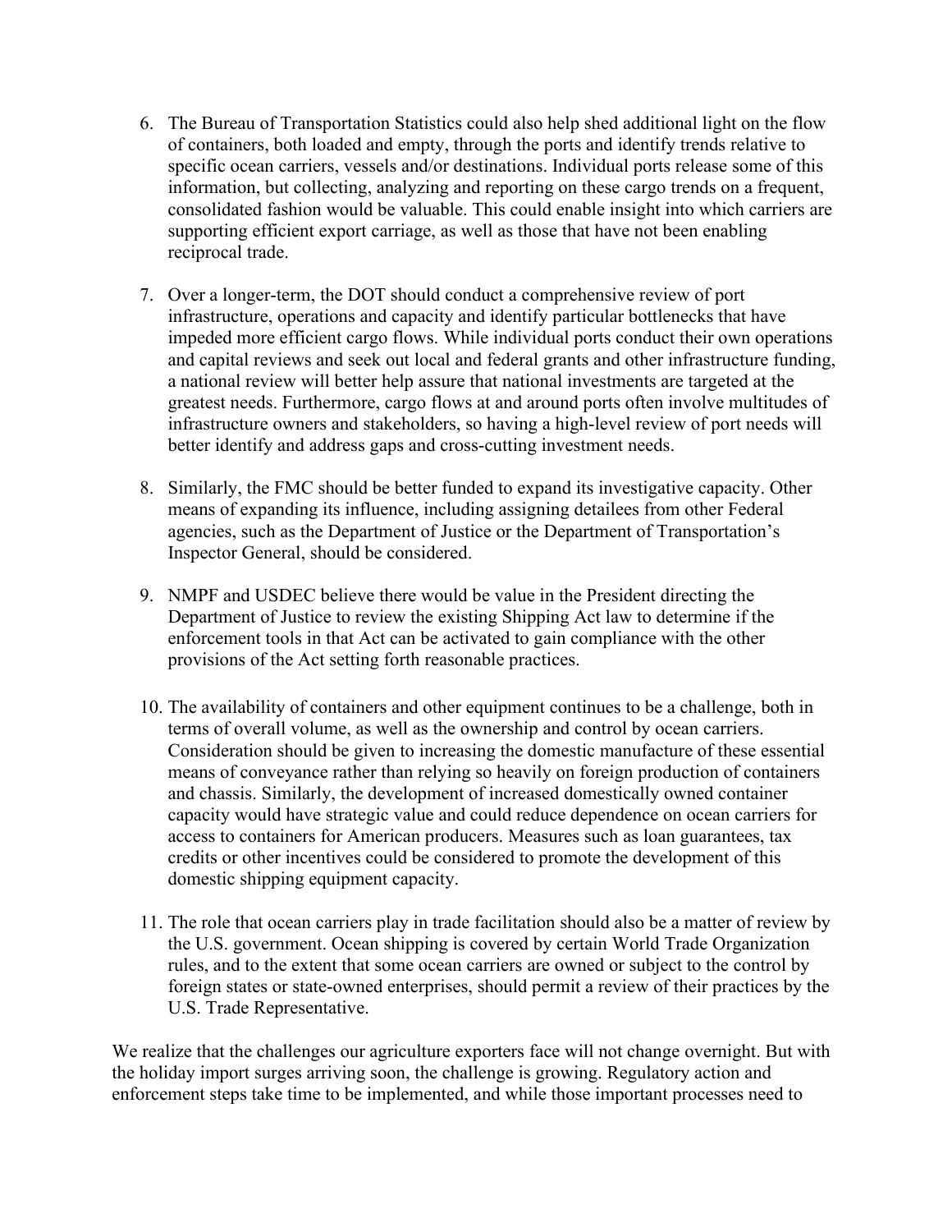6. The Bureau of Transportation Statistics could also help shed additional light on the flow of containers, both loaded and empty, through the ports and identify trends relative to specific ocean carriers, vessels and/or destinations. Individual ports release some of this information, but collecting, analyzing and reporting on these cargo trends on a frequent, consolidated fashion would be valuable. This could enable insight into which carriers are supporting efficient export carriage, as well as those that have not been enabling reciprocal trade.

7. Over a longer-term, the DOT should conduct a comprehensive review of port infrastructure, operations and capacity and identify particular bottlenecks that have impeded more efficient cargo flows. While individual ports conduct their own operations and capital reviews and seek out local and federal grants and other infrastructure funding, a national review will better help assure that national investments are targeted at the greatest needs. Furthermore, cargo flows at and around ports often involve multitudes of infrastructure owners and stakeholders, so having a high-level review of port needs will better identify and address gaps and cross-cutting investment needs.

8. Similarly, the FMC should be better funded to expand its investigative capacity. Other means of expanding its influence, including assigning detailees from other Federal agencies, such as the Department of Justice or the Department of Transportation's Inspector General, should be considered.

9. NMPF and USDEC believe there would be value in the President directing the Department of Justice to review the existing Shipping Act law to determine if the enforcement tools in that Act can be activated to gain compliance with the other provisions of the Act setting forth reasonable practices.

10. The availability of containers and other equipment continues to be a challenge, both in terms of overall volume, as well as the ownership and control by ocean carriers. Consideration should be given to increasing the domestic manufacture of these essential means of conveyance rather than relying so heavily on foreign production of containers and chassis. Similarly, the development of increased domestically owned container capacity would have strategic value and could reduce dependence on ocean carriers for access to containers for American producers. Measures such as loan guarantees, tax credits or other incentives could be considered to promote the development of this domestic shipping equipment capacity.

11. The role that ocean carriers play in trade facilitation should also be a matter of review by the U.S. government. Ocean shipping is covered by certain World Trade Organization rules, and to the extent that some ocean carriers are owned or subject to the control by foreign states or state-owned enterprises, should permit a review of their practices by the U.S. Trade Representative.

We realize that the challenges our agriculture exporters face will not change overnight. But with the holiday import surges arriving soon, the challenge is growing. Regulatory action and enforcement steps take time to be implemented, and while those important processes need to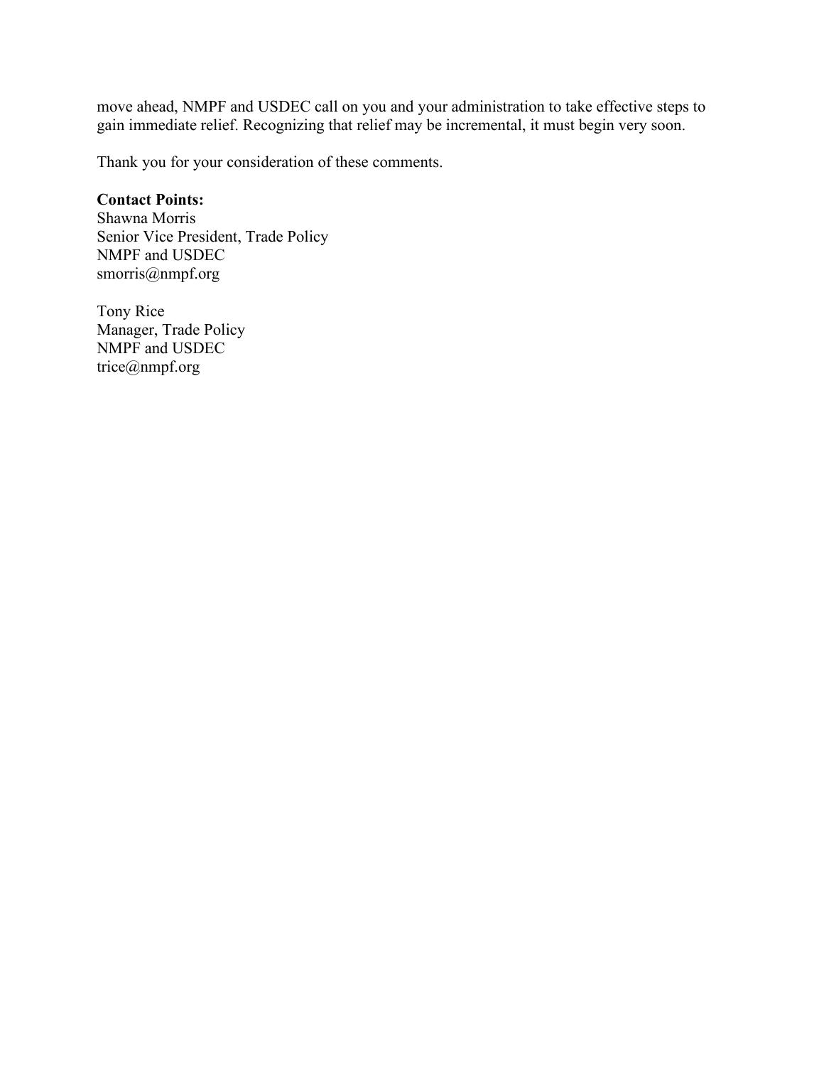move ahead, NMPF and USDEC call on you and your administration to take effective steps to gain immediate relief. Recognizing that relief may be incremental, it must begin very soon.

Thank you for your consideration of these comments.

**Contact Points:**
Shawna Morris
Senior Vice President, Trade Policy
NMPF and USDEC
smorris@nmpf.org

Tony Rice
Manager, Trade Policy
NMPF and USDEC
trice@nmpf.org